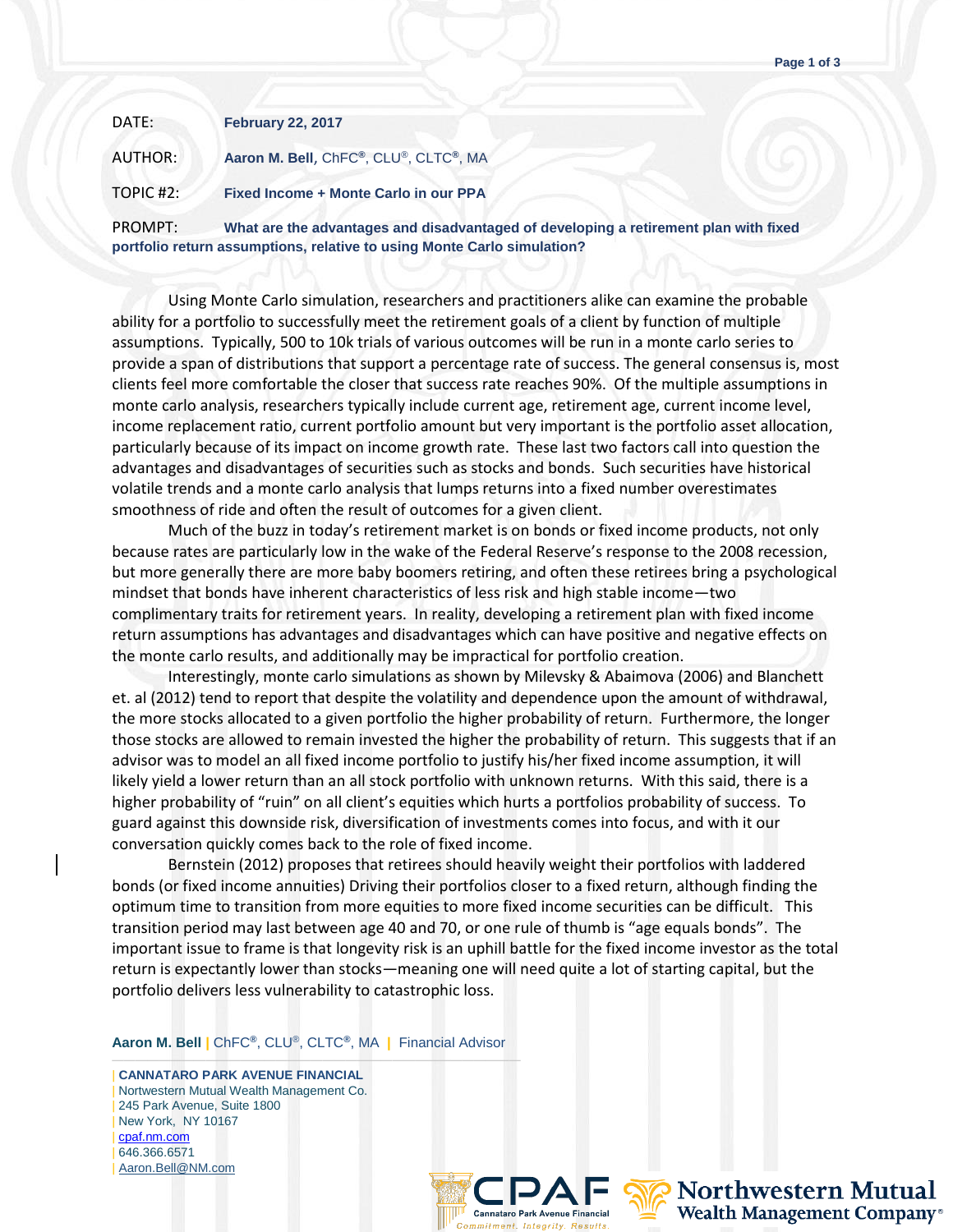DATE: **February 22, 2017**

AUTHOR: **Aaron M. Bell**, ChFC®, CLU®, CLTC®, MA

TOPIC #2: **Fixed Income + Monte Carlo in our PPA**

PROMPT: **What are the advantages and disadvantaged of developing a retirement plan with fixed portfolio return assumptions, relative to using Monte Carlo simulation?**

Using Monte Carlo simulation, researchers and practitioners alike can examine the probable ability for a portfolio to successfully meet the retirement goals of a client by function of multiple assumptions. Typically, 500 to 10k trials of various outcomes will be run in a monte carlo series to provide a span of distributions that support a percentage rate of success. The general consensus is, most clients feel more comfortable the closer that success rate reaches 90%. Of the multiple assumptions in monte carlo analysis, researchers typically include current age, retirement age, current income level, income replacement ratio, current portfolio amount but very important is the portfolio asset allocation, particularly because of its impact on income growth rate. These last two factors call into question the advantages and disadvantages of securities such as stocks and bonds. Such securities have historical volatile trends and a monte carlo analysis that lumps returns into a fixed number overestimates smoothness of ride and often the result of outcomes for a given client.

Much of the buzz in today's retirement market is on bonds or fixed income products, not only because rates are particularly low in the wake of the Federal Reserve's response to the 2008 recession, but more generally there are more baby boomers retiring, and often these retirees bring a psychological mindset that bonds have inherent characteristics of less risk and high stable income—two complimentary traits for retirement years. In reality, developing a retirement plan with fixed income return assumptions has advantages and disadvantages which can have positive and negative effects on the monte carlo results, and additionally may be impractical for portfolio creation.

Interestingly, monte carlo simulations as shown by Milevsky & Abaimova (2006) and Blanchett et. al (2012) tend to report that despite the volatility and dependence upon the amount of withdrawal, the more stocks allocated to a given portfolio the higher probability of return. Furthermore, the longer those stocks are allowed to remain invested the higher the probability of return. This suggests that if an advisor was to model an all fixed income portfolio to justify his/her fixed income assumption, it will likely yield a lower return than an all stock portfolio with unknown returns. With this said, there is a higher probability of "ruin" on all client's equities which hurts a portfolios probability of success. To guard against this downside risk, diversification of investments comes into focus, and with it our conversation quickly comes back to the role of fixed income.

Bernstein (2012) proposes that retirees should heavily weight their portfolios with laddered bonds (or fixed income annuities) Driving their portfolios closer to a fixed return, although finding the optimum time to transition from more equities to more fixed income securities can be difficult. This transition period may last between age 40 and 70, or one rule of thumb is "age equals bonds". The important issue to frame is that longevity risk is an uphill battle for the fixed income investor as the total return is expectantly lower than stocks—meaning one will need quite a lot of starting capital, but the portfolio delivers less vulnerability to catastrophic loss.

**Aaron M. Bell** | ChFC®, CLU®, CLTC®, MA | Financial Advisor

| **CANNATARO PARK AVENUE FINANCIAL**
| Nortwestern Mutual Wealth Management Co.
| 245 Park Avenue, Suite 1800
| New York, NY 10167
| cpaf.nm.com
| 646.366.6571
| Aaron.Bell@NM.com

CPAF Cannataro Park Avenue Financial — Commitment. Integrity. Results.

Northwestern Mutual Wealth Management Company®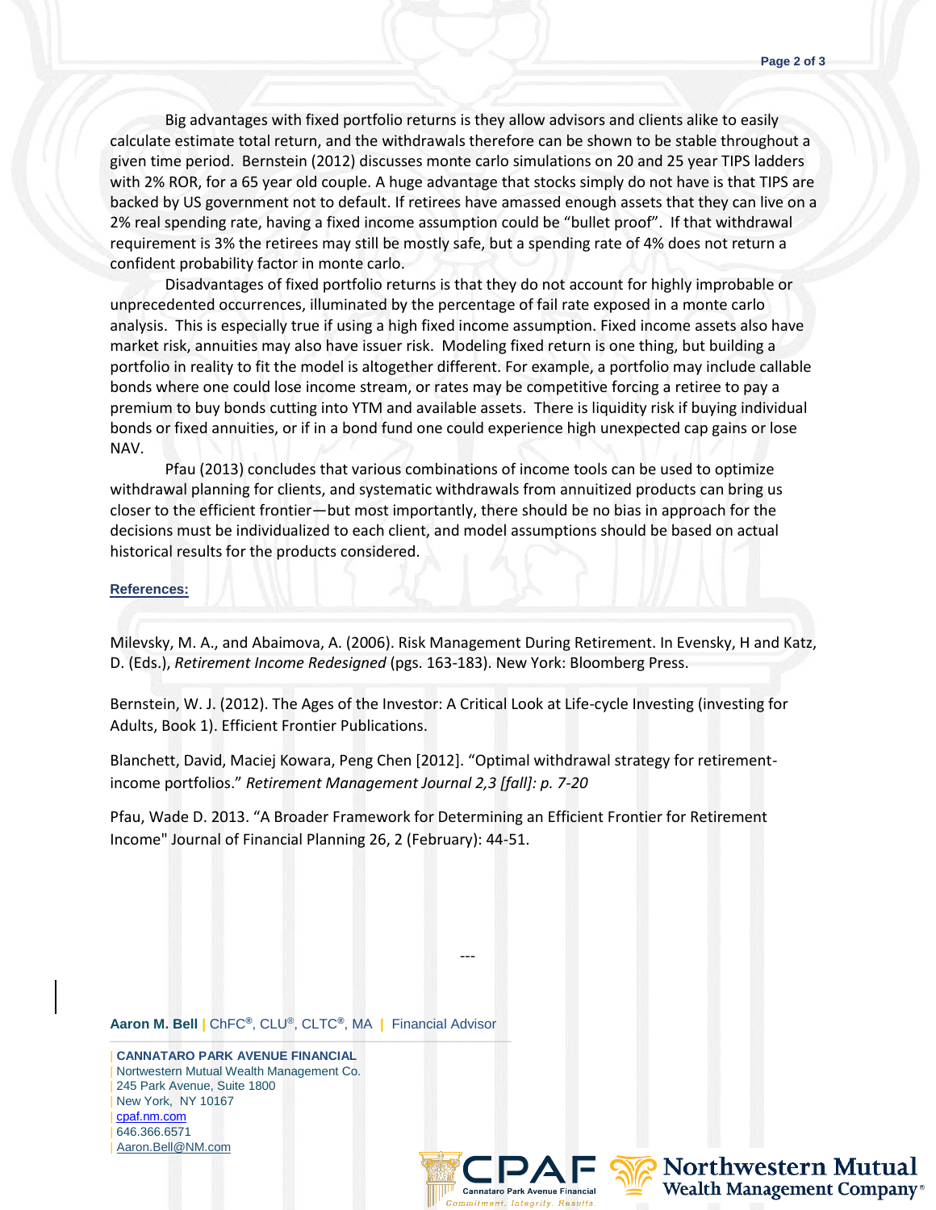Big advantages with fixed portfolio returns is they allow advisors and clients alike to easily calculate estimate total return, and the withdrawals therefore can be shown to be stable throughout a given time period. Bernstein (2012) discusses monte carlo simulations on 20 and 25 year TIPS ladders with 2% ROR, for a 65 year old couple. A huge advantage that stocks simply do not have is that TIPS are backed by US government not to default. If retirees have amassed enough assets that they can live on a 2% real spending rate, having a fixed income assumption could be "bullet proof". If that withdrawal requirement is 3% the retirees may still be mostly safe, but a spending rate of 4% does not return a confident probability factor in monte carlo.

Disadvantages of fixed portfolio returns is that they do not account for highly improbable or unprecedented occurrences, illuminated by the percentage of fail rate exposed in a monte carlo analysis. This is especially true if using a high fixed income assumption. Fixed income assets also have market risk, annuities may also have issuer risk. Modeling fixed return is one thing, but building a portfolio in reality to fit the model is altogether different. For example, a portfolio may include callable bonds where one could lose income stream, or rates may be competitive forcing a retiree to pay a premium to buy bonds cutting into YTM and available assets. There is liquidity risk if buying individual bonds or fixed annuities, or if in a bond fund one could experience high unexpected cap gains or lose NAV.

Pfau (2013) concludes that various combinations of income tools can be used to optimize withdrawal planning for clients, and systematic withdrawals from annuitized products can bring us closer to the efficient frontier—but most importantly, there should be no bias in approach for the decisions must be individualized to each client, and model assumptions should be based on actual historical results for the products considered.

**References:**

Milevsky, M. A., and Abaimova, A. (2006). Risk Management During Retirement. In Evensky, H and Katz, D. (Eds.), *Retirement Income Redesigned* (pgs. 163-183). New York: Bloomberg Press.

Bernstein, W. J. (2012). The Ages of the Investor: A Critical Look at Life-cycle Investing (investing for Adults, Book 1). Efficient Frontier Publications.

Blanchett, David, Maciej Kowara, Peng Chen [2012]. "Optimal withdrawal strategy for retirement-income portfolios." *Retirement Management Journal 2,3 [fall]: p. 7-20*

Pfau, Wade D. 2013. "A Broader Framework for Determining an Efficient Frontier for Retirement Income" Journal of Financial Planning 26, 2 (February): 44-51.

---

**Aaron M. Bell** | ChFC®, CLU®, CLTC®, MA | Financial Advisor

| **CANNATARO PARK AVENUE FINANCIAL**
| Nortwestern Mutual Wealth Management Co.
| 245 Park Avenue, Suite 1800
| New York, NY 10167
| cpaf.nm.com
| 646.366.6571
| Aaron.Bell@NM.com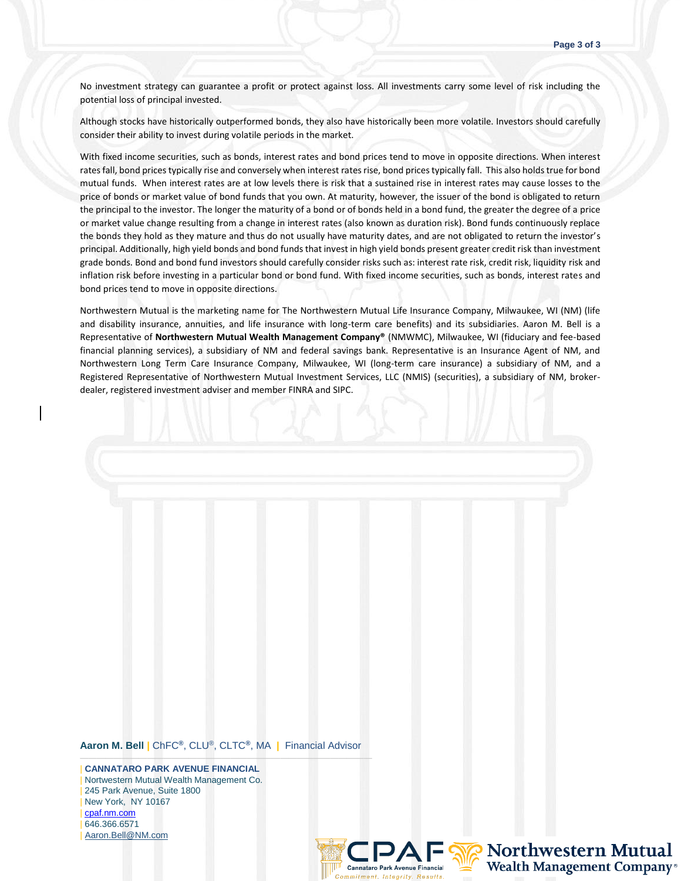No investment strategy can guarantee a profit or protect against loss. All investments carry some level of risk including the potential loss of principal invested.

Although stocks have historically outperformed bonds, they also have historically been more volatile. Investors should carefully consider their ability to invest during volatile periods in the market.

With fixed income securities, such as bonds, interest rates and bond prices tend to move in opposite directions. When interest rates fall, bond prices typically rise and conversely when interest rates rise, bond prices typically fall. This also holds true for bond mutual funds. When interest rates are at low levels there is risk that a sustained rise in interest rates may cause losses to the price of bonds or market value of bond funds that you own. At maturity, however, the issuer of the bond is obligated to return the principal to the investor. The longer the maturity of a bond or of bonds held in a bond fund, the greater the degree of a price or market value change resulting from a change in interest rates (also known as duration risk). Bond funds continuously replace the bonds they hold as they mature and thus do not usually have maturity dates, and are not obligated to return the investor's principal. Additionally, high yield bonds and bond funds that invest in high yield bonds present greater credit risk than investment grade bonds. Bond and bond fund investors should carefully consider risks such as: interest rate risk, credit risk, liquidity risk and inflation risk before investing in a particular bond or bond fund. With fixed income securities, such as bonds, interest rates and bond prices tend to move in opposite directions.

Northwestern Mutual is the marketing name for The Northwestern Mutual Life Insurance Company, Milwaukee, WI (NM) (life and disability insurance, annuities, and life insurance with long-term care benefits) and its subsidiaries. Aaron M. Bell is a Representative of **Northwestern Mutual Wealth Management Company®** (NMWMC), Milwaukee, WI (fiduciary and fee-based financial planning services), a subsidiary of NM and federal savings bank. Representative is an Insurance Agent of NM, and Northwestern Long Term Care Insurance Company, Milwaukee, WI (long-term care insurance) a subsidiary of NM, and a Registered Representative of Northwestern Mutual Investment Services, LLC (NMIS) (securities), a subsidiary of NM, broker-dealer, registered investment adviser and member FINRA and SIPC.

**Aaron M. Bell** | ChFC®, CLU®, CLTC®, MA | Financial Advisor

| **CANNATARO PARK AVENUE FINANCIAL**
| Nortwestern Mutual Wealth Management Co.
| 245 Park Avenue, Suite 1800
| New York, NY 10167
| cpaf.nm.com
| 646.366.6571
| Aaron.Bell@NM.com

CPAF Cannataro Park Avenue Financial
Commitment. Integrity. Results.

Northwestern Mutual Wealth Management Company®